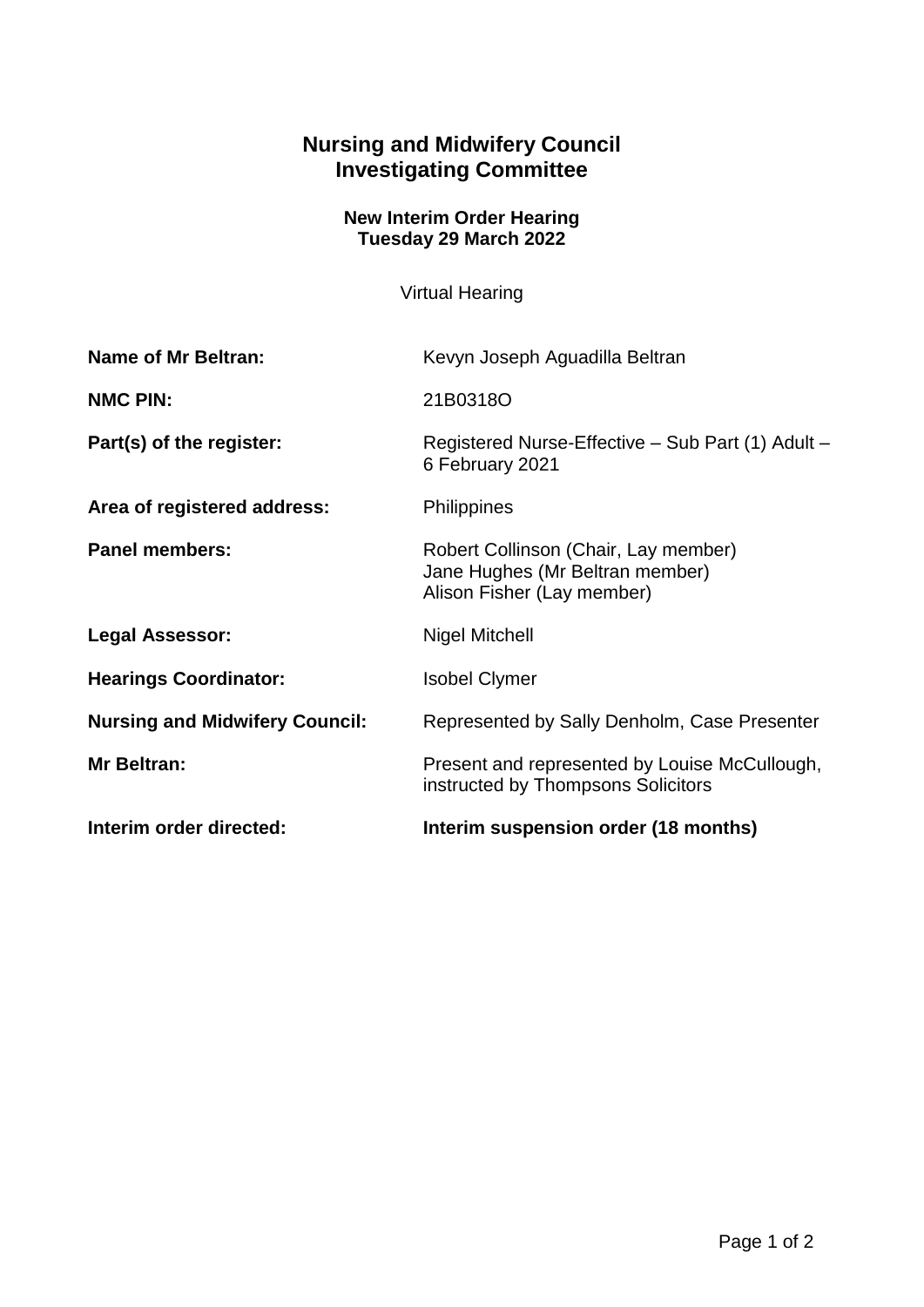# Nursing and Midwifery Council
# Investigating Committee

### New Interim Order Hearing
### Tuesday 29 March 2022

Virtual Hearing

| | |
|---|---|
| **Name of Mr Beltran:** | Kevyn Joseph Aguadilla Beltran |
| **NMC PIN:** | 21B0318O |
| **Part(s) of the register:** | Registered Nurse-Effective – Sub Part (1) Adult – 6 February 2021 |
| **Area of registered address:** | Philippines |
| **Panel members:** | Robert Collinson (Chair, Lay member)<br>Jane Hughes (Mr Beltran member)<br>Alison Fisher (Lay member) |
| **Legal Assessor:** | Nigel Mitchell |
| **Hearings Coordinator:** | Isobel Clymer |
| **Nursing and Midwifery Council:** | Represented by Sally Denholm, Case Presenter |
| **Mr Beltran:** | Present and represented by Louise McCullough, instructed by Thompsons Solicitors |
| **Interim order directed:** | **Interim suspension order (18 months)** |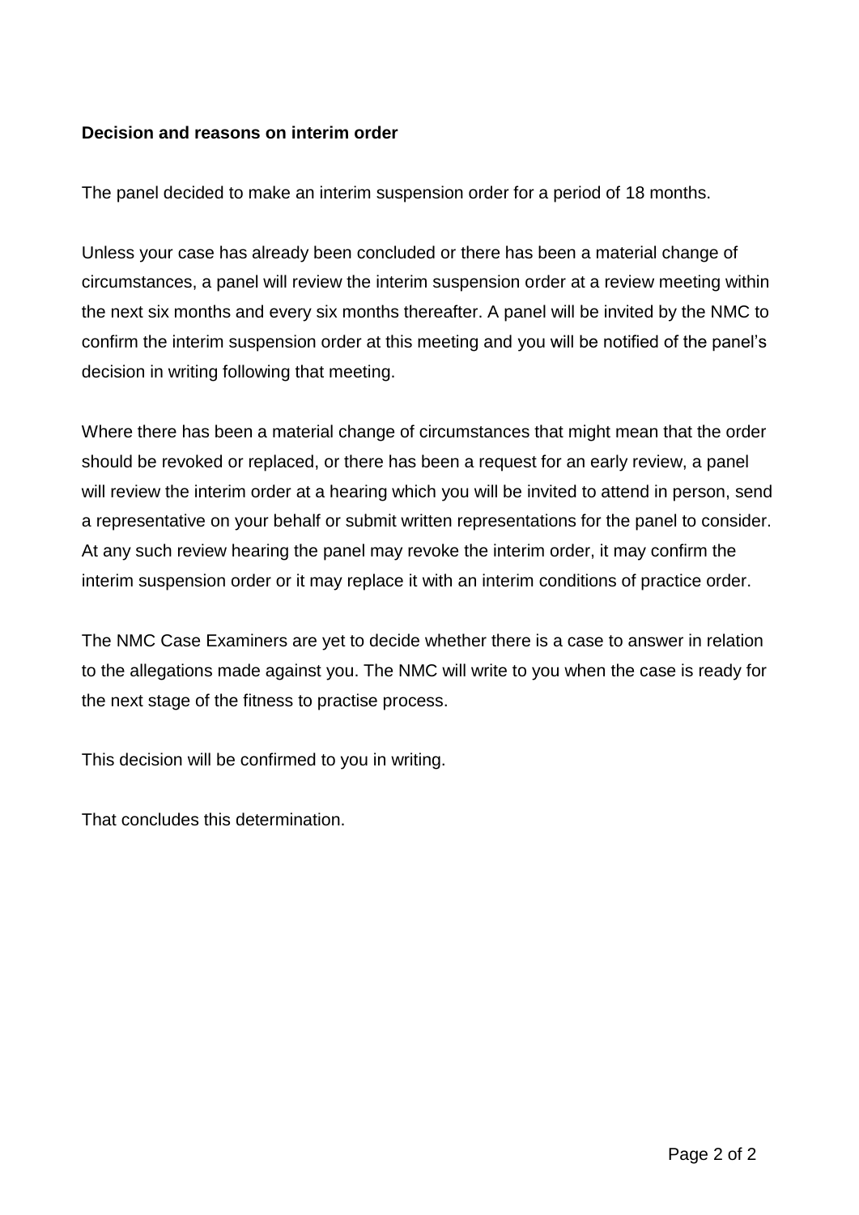**Decision and reasons on interim order**

The panel decided to make an interim suspension order for a period of 18 months.

Unless your case has already been concluded or there has been a material change of circumstances, a panel will review the interim suspension order at a review meeting within the next six months and every six months thereafter. A panel will be invited by the NMC to confirm the interim suspension order at this meeting and you will be notified of the panel's decision in writing following that meeting.

Where there has been a material change of circumstances that might mean that the order should be revoked or replaced, or there has been a request for an early review, a panel will review the interim order at a hearing which you will be invited to attend in person, send a representative on your behalf or submit written representations for the panel to consider. At any such review hearing the panel may revoke the interim order, it may confirm the interim suspension order or it may replace it with an interim conditions of practice order.

The NMC Case Examiners are yet to decide whether there is a case to answer in relation to the allegations made against you. The NMC will write to you when the case is ready for the next stage of the fitness to practise process.

This decision will be confirmed to you in writing.

That concludes this determination.